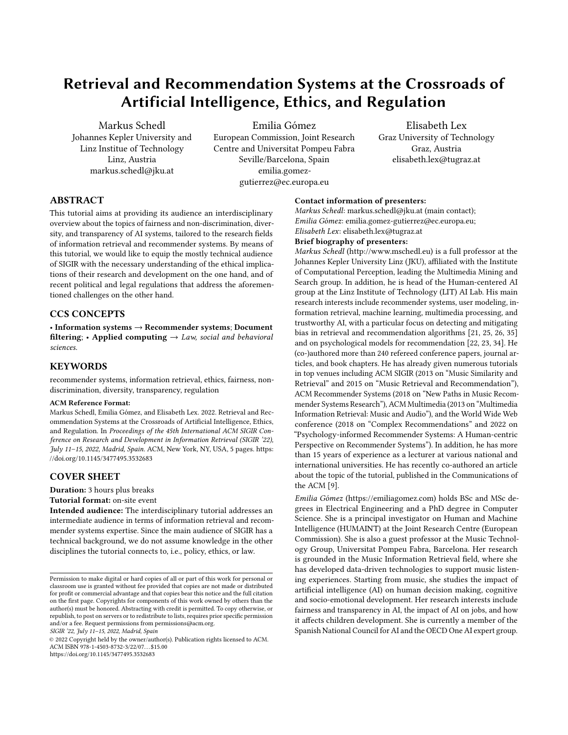# Retrieval and Recommendation Systems at the Crossroads of Artificial Intelligence, Ethics, and Regulation

Markus Schedl
Johannes Kepler University and Linz Institue of Technology
Linz, Austria
markus.schedl@jku.at

Emilia Gómez
European Commission, Joint Research Centre and Universitat Pompeu Fabra
Seville/Barcelona, Spain
emilia.gomez-gutierrez@ec.europa.eu

Elisabeth Lex
Graz University of Technology
Graz, Austria
elisabeth.lex@tugraz.at

## ABSTRACT

This tutorial aims at providing its audience an interdisciplinary overview about the topics of fairness and non-discrimination, diversity, and transparency of AI systems, tailored to the research fields of information retrieval and recommender systems. By means of this tutorial, we would like to equip the mostly technical audience of SIGIR with the necessary understanding of the ethical implications of their research and development on the one hand, and of recent political and legal regulations that address the aforementioned challenges on the other hand.

## CCS CONCEPTS

• **Information systems** → **Recommender systems**; **Document filtering**; • **Applied computing** → *Law, social and behavioral sciences.*

## KEYWORDS

recommender systems, information retrieval, ethics, fairness, non-discrimination, diversity, transparency, regulation

**ACM Reference Format:**
Markus Schedl, Emilia Gómez, and Elisabeth Lex. 2022. Retrieval and Recommendation Systems at the Crossroads of Artificial Intelligence, Ethics, and Regulation. In *Proceedings of the 45th International ACM SIGIR Conference on Research and Development in Information Retrieval (SIGIR '22), July 11–15, 2022, Madrid, Spain.* ACM, New York, NY, USA, 5 pages. https://doi.org/10.1145/3477495.3532683

## COVER SHEET

**Duration:** 3 hours plus breaks
**Tutorial format:** on-site event
**Intended audience:** The interdisciplinary tutorial addresses an intermediate audience in terms of information retrieval and recommender systems expertise. Since the main audience of SIGIR has a technical background, we do not assume knowledge in the other disciplines the tutorial connects to, i.e., policy, ethics, or law.

**Contact information of presenters:**
*Markus Schedl*: markus.schedl@jku.at (main contact);
*Emilia Gómez*: emilia.gomez-gutierrez@ec.europa.eu;
*Elisabeth Lex*: elisabeth.lex@tugraz.at

**Brief biography of presenters:**
*Markus Schedl* (http://www.mschedl.eu) is a full professor at the Johannes Kepler University Linz (JKU), affiliated with the Institute of Computational Perception, leading the Multimedia Mining and Search group. In addition, he is head of the Human-centered AI group at the Linz Institute of Technology (LIT) AI Lab. His main research interests include recommender systems, user modeling, information retrieval, machine learning, multimedia processing, and trustworthy AI, with a particular focus on detecting and mitigating bias in retrieval and recommendation algorithms [21, 25, 26, 35] and on psychological models for recommendation [22, 23, 34]. He (co-)authored more than 240 refereed conference papers, journal articles, and book chapters. He has already given numerous tutorials in top venues including ACM SIGIR (2013 on "Music Similarity and Retrieval" and 2015 on "Music Retrieval and Recommendation"), ACM Recommender Systems (2018 on "New Paths in Music Recommender Systems Research"), ACM Multimedia (2013 on "Multimedia Information Retrieval: Music and Audio"), and the World Wide Web conference (2018 on "Complex Recommendations" and 2022 on "Psychology-informed Recommender Systems: A Human-centric Perspective on Recommender Systems"). In addition, he has more than 15 years of experience as a lecturer at various national and international universities. He has recently co-authored an article about the topic of the tutorial, published in the Communications of the ACM [9].

*Emilia Gómez* (https://emiliagomez.com) holds BSc and MSc degrees in Electrical Engineering and a PhD degree in Computer Science. She is a principal investigator on Human and Machine Intelligence (HUMAINT) at the Joint Research Centre (European Commission). She is also a guest professor at the Music Technology Group, Universitat Pompeu Fabra, Barcelona. Her research is grounded in the Music Information Retrieval field, where she has developed data-driven technologies to support music listening experiences. Starting from music, she studies the impact of artificial intelligence (AI) on human decision making, cognitive and socio-emotional development. Her research interests include fairness and transparency in AI, the impact of AI on jobs, and how it affects children development. She is currently a member of the Spanish National Council for AI and the OECD One AI expert group.

Permission to make digital or hard copies of all or part of this work for personal or classroom use is granted without fee provided that copies are not made or distributed for profit or commercial advantage and that copies bear this notice and the full citation on the first page. Copyrights for components of this work owned by others than the author(s) must be honored. Abstracting with credit is permitted. To copy otherwise, or republish, to post on servers or to redistribute to lists, requires prior specific permission and/or a fee. Request permissions from permissions@acm.org.
*SIGIR '22, July 11–15, 2022, Madrid, Spain*
© 2022 Copyright held by the owner/author(s). Publication rights licensed to ACM.
ACM ISBN 978-1-4503-8732-3/22/07…$15.00
https://doi.org/10.1145/3477495.3532683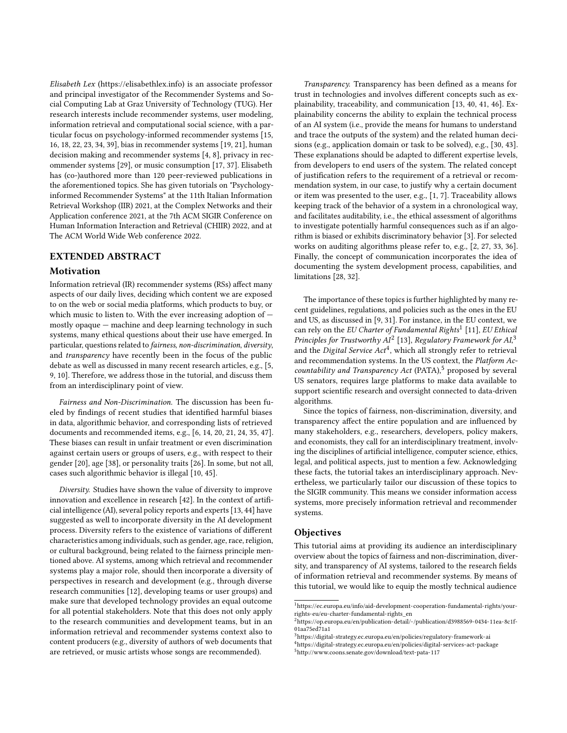*Elisabeth Lex* (https://elisabethlex.info) is an associate professor and principal investigator of the Recommender Systems and Social Computing Lab at Graz University of Technology (TUG). Her research interests include recommender systems, user modeling, information retrieval and computational social science, with a particular focus on psychology-informed recommender systems [15, 16, 18, 22, 23, 34, 39], bias in recommender systems [19, 21], human decision making and recommender systems [4, 8], privacy in recommender systems [29], or music consumption [17, 37]. Elisabeth has (co-)authored more than 120 peer-reviewed publications in the aforementioned topics. She has given tutorials on "Psychology-informed Recommender Systems" at the 11th Italian Information Retrieval Workshop (IIR) 2021, at the Complex Networks and their Application conference 2021, at the 7th ACM SIGIR Conference on Human Information Interaction and Retrieval (CHIIR) 2022, and at The ACM World Wide Web conference 2022.

## EXTENDED ABSTRACT

### Motivation

Information retrieval (IR) recommender systems (RSs) affect many aspects of our daily lives, deciding which content we are exposed to on the web or social media platforms, which products to buy, or which music to listen to. With the ever increasing adoption of — mostly opaque — machine and deep learning technology in such systems, many ethical questions about their use have emerged. In particular, questions related to *fairness*, *non-discrimination*, *diversity*, and *transparency* have recently been in the focus of the public debate as well as discussed in many recent research articles, e.g., [5, 9, 10]. Therefore, we address those in the tutorial, and discuss them from an interdisciplinary point of view.

*Fairness and Non-Discrimination.* The discussion has been fueled by findings of recent studies that identified harmful biases in data, algorithmic behavior, and corresponding lists of retrieved documents and recommended items, e.g., [6, 14, 20, 21, 24, 35, 47]. These biases can result in unfair treatment or even discrimination against certain users or groups of users, e.g., with respect to their gender [20], age [38], or personality traits [26]. In some, but not all, cases such algorithmic behavior is illegal [10, 45].

*Diversity.* Studies have shown the value of diversity to improve innovation and excellence in research [42]. In the context of artificial intelligence (AI), several policy reports and experts [13, 44] have suggested as well to incorporate diversity in the AI development process. Diversity refers to the existence of variations of different characteristics among individuals, such as gender, age, race, religion, or cultural background, being related to the fairness principle mentioned above. AI systems, among which retrieval and recommender systems play a major role, should then incorporate a diversity of perspectives in research and development (e.g., through diverse research communities [12], developing teams or user groups) and make sure that developed technology provides an equal outcome for all potential stakeholders. Note that this does not only apply to the research communities and development teams, but in an information retrieval and recommender systems context also to content producers (e.g., diversity of authors of web documents that are retrieved, or music artists whose songs are recommended).

*Transparency.* Transparency has been defined as a means for trust in technologies and involves different concepts such as explainability, traceability, and communication [13, 40, 41, 46]. Explainability concerns the ability to explain the technical process of an AI system (i.e., provide the means for humans to understand and trace the outputs of the system) and the related human decisions (e.g., application domain or task to be solved), e.g., [30, 43]. These explanations should be adapted to different expertise levels, from developers to end users of the system. The related concept of justification refers to the requirement of a retrieval or recommendation system, in our case, to justify why a certain document or item was presented to the user, e.g., [1, 7]. Traceability allows keeping track of the behavior of a system in a chronological way, and facilitates auditability, i.e., the ethical assessment of algorithms to investigate potentially harmful consequences such as if an algorithm is biased or exhibits discriminatory behavior [3]. For selected works on auditing algorithms please refer to, e.g., [2, 27, 33, 36]. Finally, the concept of communication incorporates the idea of documenting the system development process, capabilities, and limitations [28, 32].

The importance of these topics is further highlighted by many recent guidelines, regulations, and policies such as the ones in the EU and US, as discussed in [9, 31]. For instance, in the EU context, we can rely on the *EU Charter of Fundamental Rights*[1] [11], *EU Ethical Principles for Trustworthy AI*[2] [13], *Regulatory Framework for AI*,[3] and the *Digital Service Act*[4], which all strongly refer to retrieval and recommendation systems. In the US context, the *Platform Accountability and Transparency Act* (PATA),[5] proposed by several US senators, requires large platforms to make data available to support scientific research and oversight connected to data-driven algorithms.

Since the topics of fairness, non-discrimination, diversity, and transparency affect the entire population and are influenced by many stakeholders, e.g., researchers, developers, policy makers, and economists, they call for an interdisciplinary treatment, involving the disciplines of artificial intelligence, computer science, ethics, legal, and political aspects, just to mention a few. Acknowledging these facts, the tutorial takes an interdisciplinary approach. Nevertheless, we particularly tailor our discussion of these topics to the SIGIR community. This means we consider information access systems, more precisely information retrieval and recommender systems.

### Objectives

This tutorial aims at providing its audience an interdisciplinary overview about the topics of fairness and non-discrimination, diversity, and transparency of AI systems, tailored to the research fields of information retrieval and recommender systems. By means of this tutorial, we would like to equip the mostly technical audience

---

[1] https://ec.europa.eu/info/aid-development-cooperation-fundamental-rights/your-rights-eu/eu-charter-fundamental-rights_en

[2] https://op.europa.eu/en/publication-detail/-/publication/d3988569-0434-11ea-8c1f-01aa75ed71a1

[3] https://digital-strategy.ec.europa.eu/en/policies/regulatory-framework-ai

[4] https://digital-strategy.ec.europa.eu/en/policies/digital-services-act-package

[5] http://www.coons.senate.gov/download/text-pata-117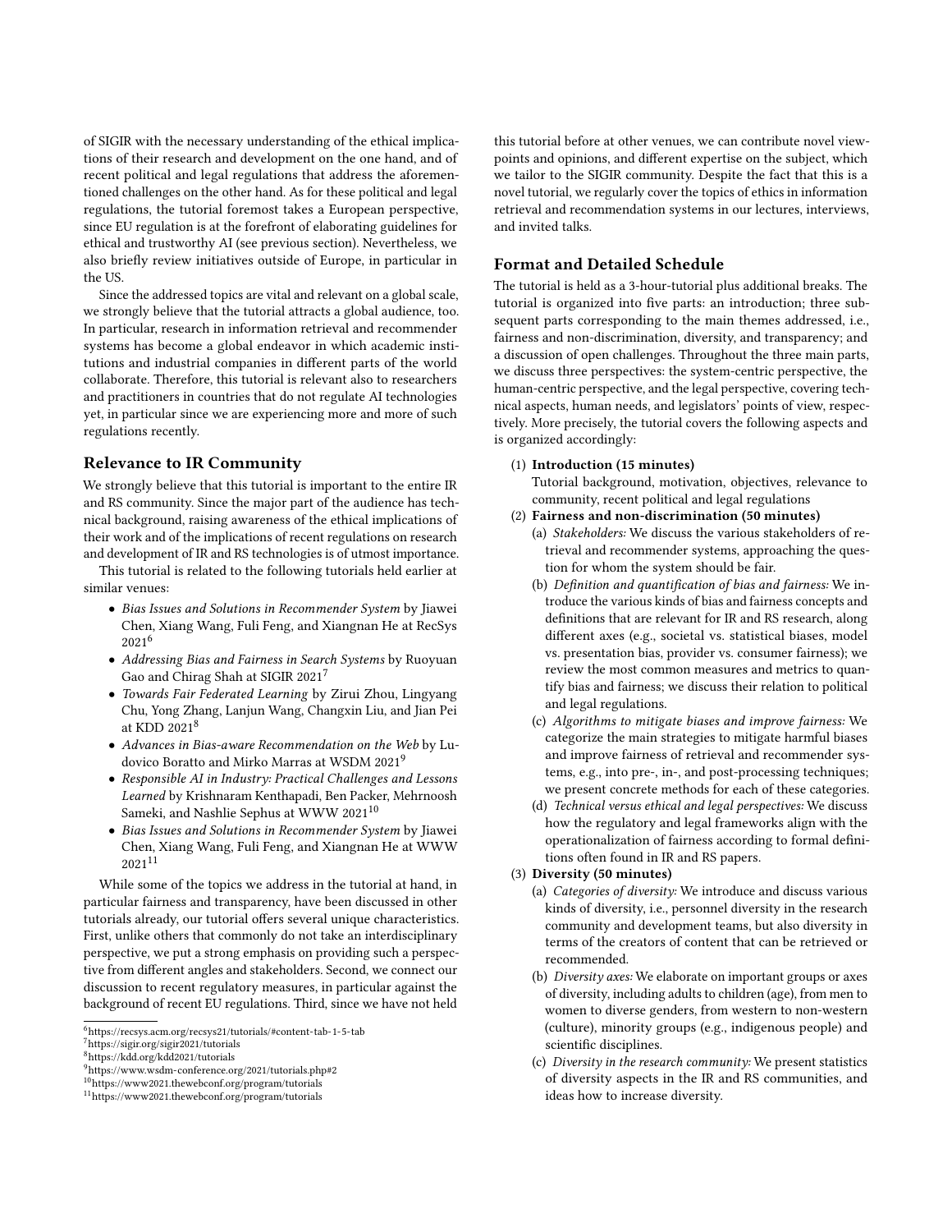of SIGIR with the necessary understanding of the ethical implications of their research and development on the one hand, and of recent political and legal regulations that address the aforementioned challenges on the other hand. As for these political and legal regulations, the tutorial foremost takes a European perspective, since EU regulation is at the forefront of elaborating guidelines for ethical and trustworthy AI (see previous section). Nevertheless, we also briefly review initiatives outside of Europe, in particular in the US.

Since the addressed topics are vital and relevant on a global scale, we strongly believe that the tutorial attracts a global audience, too. In particular, research in information retrieval and recommender systems has become a global endeavor in which academic institutions and industrial companies in different parts of the world collaborate. Therefore, this tutorial is relevant also to researchers and practitioners in countries that do not regulate AI technologies yet, in particular since we are experiencing more and more of such regulations recently.

## Relevance to IR Community

We strongly believe that this tutorial is important to the entire IR and RS community. Since the major part of the audience has technical background, raising awareness of the ethical implications of their work and of the implications of recent regulations on research and development of IR and RS technologies is of utmost importance.

This tutorial is related to the following tutorials held earlier at similar venues:

- *Bias Issues and Solutions in Recommender System* by Jiawei Chen, Xiang Wang, Fuli Feng, and Xiangnan He at RecSys 2021[6]
- *Addressing Bias and Fairness in Search Systems* by Ruoyuan Gao and Chirag Shah at SIGIR 2021[7]
- *Towards Fair Federated Learning* by Zirui Zhou, Lingyang Chu, Yong Zhang, Lanjun Wang, Changxin Liu, and Jian Pei at KDD 2021[8]
- *Advances in Bias-aware Recommendation on the Web* by Ludovico Boratto and Mirko Marras at WSDM 2021[9]
- *Responsible AI in Industry: Practical Challenges and Lessons Learned* by Krishnaram Kenthapadi, Ben Packer, Mehrnoosh Sameki, and Nashlie Sephus at WWW 2021[10]
- *Bias Issues and Solutions in Recommender System* by Jiawei Chen, Xiang Wang, Fuli Feng, and Xiangnan He at WWW 2021[11]

While some of the topics we address in the tutorial at hand, in particular fairness and transparency, have been discussed in other tutorials already, our tutorial offers several unique characteristics. First, unlike others that commonly do not take an interdisciplinary perspective, we put a strong emphasis on providing such a perspective from different angles and stakeholders. Second, we connect our discussion to recent regulatory measures, in particular against the background of recent EU regulations. Third, since we have not held this tutorial before at other venues, we can contribute novel viewpoints and opinions, and different expertise on the subject, which we tailor to the SIGIR community. Despite the fact that this is a novel tutorial, we regularly cover the topics of ethics in information retrieval and recommendation systems in our lectures, interviews, and invited talks.

## Format and Detailed Schedule

The tutorial is held as a 3-hour-tutorial plus additional breaks. The tutorial is organized into five parts: an introduction; three subsequent parts corresponding to the main themes addressed, i.e., fairness and non-discrimination, diversity, and transparency; and a discussion of open challenges. Throughout the three main parts, we discuss three perspectives: the system-centric perspective, the human-centric perspective, and the legal perspective, covering technical aspects, human needs, and legislators' points of view, respectively. More precisely, the tutorial covers the following aspects and is organized accordingly:

1. **Introduction (15 minutes)**
   Tutorial background, motivation, objectives, relevance to community, recent political and legal regulations
2. **Fairness and non-discrimination (50 minutes)**
   (a) *Stakeholders:* We discuss the various stakeholders of retrieval and recommender systems, approaching the question for whom the system should be fair.
   (b) *Definition and quantification of bias and fairness:* We introduce the various kinds of bias and fairness concepts and definitions that are relevant for IR and RS research, along different axes (e.g., societal vs. statistical biases, model vs. presentation bias, provider vs. consumer fairness); we review the most common measures and metrics to quantify bias and fairness; we discuss their relation to political and legal regulations.
   (c) *Algorithms to mitigate biases and improve fairness:* We categorize the main strategies to mitigate harmful biases and improve fairness of retrieval and recommender systems, e.g., into pre-, in-, and post-processing techniques; we present concrete methods for each of these categories.
   (d) *Technical versus ethical and legal perspectives:* We discuss how the regulatory and legal frameworks align with the operationalization of fairness according to formal definitions often found in IR and RS papers.
3. **Diversity (50 minutes)**
   (a) *Categories of diversity:* We introduce and discuss various kinds of diversity, i.e., personnel diversity in the research community and development teams, but also diversity in terms of the creators of content that can be retrieved or recommended.
   (b) *Diversity axes:* We elaborate on important groups or axes of diversity, including adults to children (age), from men to women to diverse genders, from western to non-western (culture), minority groups (e.g., indigenous people) and scientific disciplines.
   (c) *Diversity in the research community:* We present statistics of diversity aspects in the IR and RS communities, and ideas how to increase diversity.

[6]https://recsys.acm.org/recsys21/tutorials/#content-tab-1-5-tab
[7]https://sigir.org/sigir2021/tutorials
[8]https://kdd.org/kdd2021/tutorials
[9]https://www.wsdm-conference.org/2021/tutorials.php#2
[10]https://www2021.thewebconf.org/program/tutorials
[11]https://www2021.thewebconf.org/program/tutorials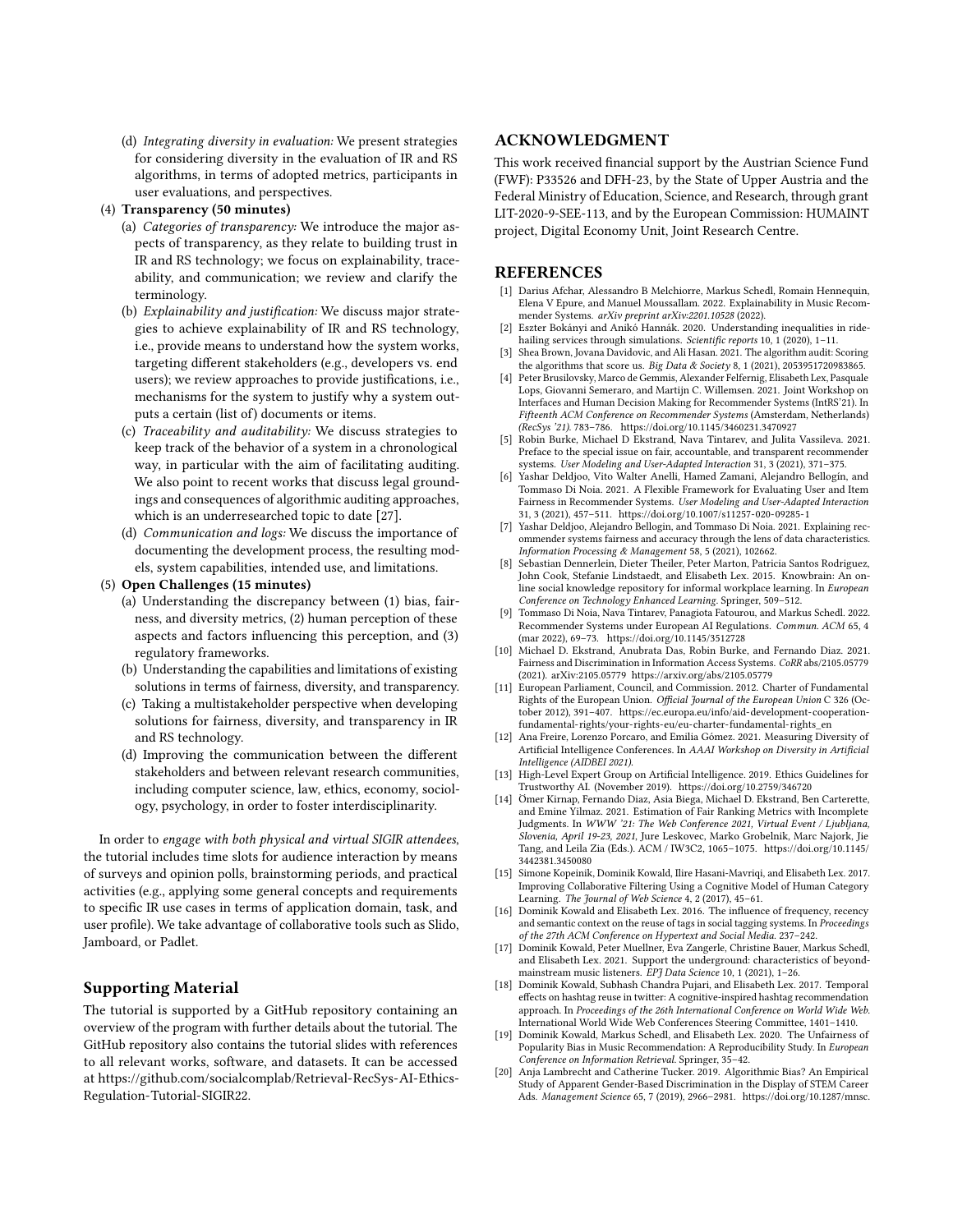(d) *Integrating diversity in evaluation:* We present strategies for considering diversity in the evaluation of IR and RS algorithms, in terms of adopted metrics, participants in user evaluations, and perspectives.

(4) **Transparency (50 minutes)**
   (a) *Categories of transparency:* We introduce the major aspects of transparency, as they relate to building trust in IR and RS technology; we focus on explainability, traceability, and communication; we review and clarify the terminology.
   (b) *Explainability and justification:* We discuss major strategies to achieve explainability of IR and RS technology, i.e., provide means to understand how the system works, targeting different stakeholders (e.g., developers vs. end users); we review approaches to provide justifications, i.e., mechanisms for the system to justify why a system outputs a certain (list of) documents or items.
   (c) *Traceability and auditability:* We discuss strategies to keep track of the behavior of a system in a chronological way, in particular with the aim of facilitating auditing. We also point to recent works that discuss legal groundings and consequences of algorithmic auditing approaches, which is an underresearched topic to date [27].
   (d) *Communication and logs:* We discuss the importance of documenting the development process, the resulting models, system capabilities, intended use, and limitations.

(5) **Open Challenges (15 minutes)**
   (a) Understanding the discrepancy between (1) bias, fairness, and diversity metrics, (2) human perception of these aspects and factors influencing this perception, and (3) regulatory frameworks.
   (b) Understanding the capabilities and limitations of existing solutions in terms of fairness, diversity, and transparency.
   (c) Taking a multistakeholder perspective when developing solutions for fairness, diversity, and transparency in IR and RS technology.
   (d) Improving the communication between the different stakeholders and between relevant research communities, including computer science, law, ethics, economy, sociology, psychology, in order to foster interdisciplinarity.

In order to *engage with both physical and virtual SIGIR attendees*, the tutorial includes time slots for audience interaction by means of surveys and opinion polls, brainstorming periods, and practical activities (e.g., applying some general concepts and requirements to specific IR use cases in terms of application domain, task, and user profile). We take advantage of collaborative tools such as Slido, Jamboard, or Padlet.

## Supporting Material

The tutorial is supported by a GitHub repository containing an overview of the program with further details about the tutorial. The GitHub repository also contains the tutorial slides with references to all relevant works, software, and datasets. It can be accessed at https://github.com/socialcomplab/Retrieval-RecSys-AI-Ethics-Regulation-Tutorial-SIGIR22.

## ACKNOWLEDGMENT

This work received financial support by the Austrian Science Fund (FWF): P33526 and DFH-23, by the State of Upper Austria and the Federal Ministry of Education, Science, and Research, through grant LIT-2020-9-SEE-113, and by the European Commission: HUMAINT project, Digital Economy Unit, Joint Research Centre.

## REFERENCES

[1] Darius Afchar, Alessandro B Melchiorre, Markus Schedl, Romain Hennequin, Elena V Epure, and Manuel Moussallam. 2022. Explainability in Music Recommender Systems. *arXiv preprint arXiv:2201.10528* (2022).

[2] Eszter Bokányi and Anikó Hannák. 2020. Understanding inequalities in ride-hailing services through simulations. *Scientific reports* 10, 1 (2020), 1–11.

[3] Shea Brown, Jovana Davidovic, and Ali Hasan. 2021. The algorithm audit: Scoring the algorithms that score us. *Big Data & Society* 8, 1 (2021), 2053951720983865.

[4] Peter Brusilovsky, Marco de Gemmis, Alexander Felfernig, Elisabeth Lex, Pasquale Lops, Giovanni Semeraro, and Martijn C. Willemsen. 2021. Joint Workshop on Interfaces and Human Decision Making for Recommender Systems (IntRS'21). In *Fifteenth ACM Conference on Recommender Systems* (Amsterdam, Netherlands) *(RecSys '21)*. 783–786. https://doi.org/10.1145/3460231.3470927

[5] Robin Burke, Michael D Ekstrand, Nava Tintarev, and Julita Vassileva. 2021. Preface to the special issue on fair, accountable, and transparent recommender systems. *User Modeling and User-Adapted Interaction* 31, 3 (2021), 371–375.

[6] Yashar Deldjoo, Vito Walter Anelli, Hamed Zamani, Alejandro Bellogín, and Tommaso Di Noia. 2021. A Flexible Framework for Evaluating User and Item Fairness in Recommender Systems. *User Modeling and User-Adapted Interaction* 31, 3 (2021), 457–511. https://doi.org/10.1007/s11257-020-09285-1

[7] Yashar Deldjoo, Alejandro Bellogin, and Tommaso Di Noia. 2021. Explaining recommender systems fairness and accuracy through the lens of data characteristics. *Information Processing & Management* 58, 5 (2021), 102662.

[8] Sebastian Dennerlein, Dieter Theiler, Peter Marton, Patricia Santos Rodriguez, John Cook, Stefanie Lindstaedt, and Elisabeth Lex. 2015. Knowbrain: An online social knowledge repository for informal workplace learning. In *European Conference on Technology Enhanced Learning*. Springer, 509–512.

[9] Tommaso Di Noia, Nava Tintarev, Panagiota Fatourou, and Markus Schedl. 2022. Recommender Systems under European AI Regulations. *Commun. ACM* 65, 4 (mar 2022), 69–73. https://doi.org/10.1145/3512728

[10] Michael D. Ekstrand, Anubrata Das, Robin Burke, and Fernando Diaz. 2021. Fairness and Discrimination in Information Access Systems. *CoRR* abs/2105.05779 (2021). arXiv:2105.05779 https://arxiv.org/abs/2105.05779

[11] European Parliament, Council, and Commission. 2012. Charter of Fundamental Rights of the European Union. *Official Journal of the European Union* C 326 (October 2012), 391–407. https://ec.europa.eu/info/aid-development-cooperation-fundamental-rights/your-rights-eu/eu-charter-fundamental-rights_en

[12] Ana Freire, Lorenzo Porcaro, and Emilia Gómez. 2021. Measuring Diversity of Artificial Intelligence Conferences. In *AAAI Workshop on Diversity in Artificial Intelligence (AIDBEI 2021)*.

[13] High-Level Expert Group on Artificial Intelligence. 2019. Ethics Guidelines for Trustworthy AI. (November 2019). https://doi.org/10.2759/346720

[14] Ömer Kirnap, Fernando Diaz, Asia Biega, Michael D. Ekstrand, Ben Carterette, and Emine Yilmaz. 2021. Estimation of Fair Ranking Metrics with Incomplete Judgments. In *WWW '21: The Web Conference 2021, Virtual Event / Ljubljana, Slovenia, April 19-23, 2021*, Jure Leskovec, Marko Grobelnik, Marc Najork, Jie Tang, and Leila Zia (Eds.). ACM / IW3C2, 1065–1075. https://doi.org/10.1145/3442381.3450080

[15] Simone Kopeinik, Dominik Kowald, Ilire Hasani-Mavriqi, and Elisabeth Lex. 2017. Improving Collaborative Filtering Using a Cognitive Model of Human Category Learning. *The Journal of Web Science* 4, 2 (2017), 45–61.

[16] Dominik Kowald and Elisabeth Lex. 2016. The influence of frequency, recency and semantic context on the reuse of tags in social tagging systems. In *Proceedings of the 27th ACM Conference on Hypertext and Social Media*. 237–242.

[17] Dominik Kowald, Peter Muellner, Eva Zangerle, Christine Bauer, Markus Schedl, and Elisabeth Lex. 2021. Support the underground: characteristics of beyond-mainstream music listeners. *EPJ Data Science* 10, 1 (2021), 1–26.

[18] Dominik Kowald, Subhash Chandra Pujari, and Elisabeth Lex. 2017. Temporal effects on hashtag reuse in twitter: A cognitive-inspired hashtag recommendation approach. In *Proceedings of the 26th International Conference on World Wide Web*. International World Wide Web Conferences Steering Committee, 1401–1410.

[19] Dominik Kowald, Markus Schedl, and Elisabeth Lex. 2020. The Unfairness of Popularity Bias in Music Recommendation: A Reproducibility Study. In *European Conference on Information Retrieval*. Springer, 35–42.

[20] Anja Lambrecht and Catherine Tucker. 2019. Algorithmic Bias? An Empirical Study of Apparent Gender-Based Discrimination in the Display of STEM Career Ads. *Management Science* 65, 7 (2019), 2966–2981. https://doi.org/10.1287/mnsc.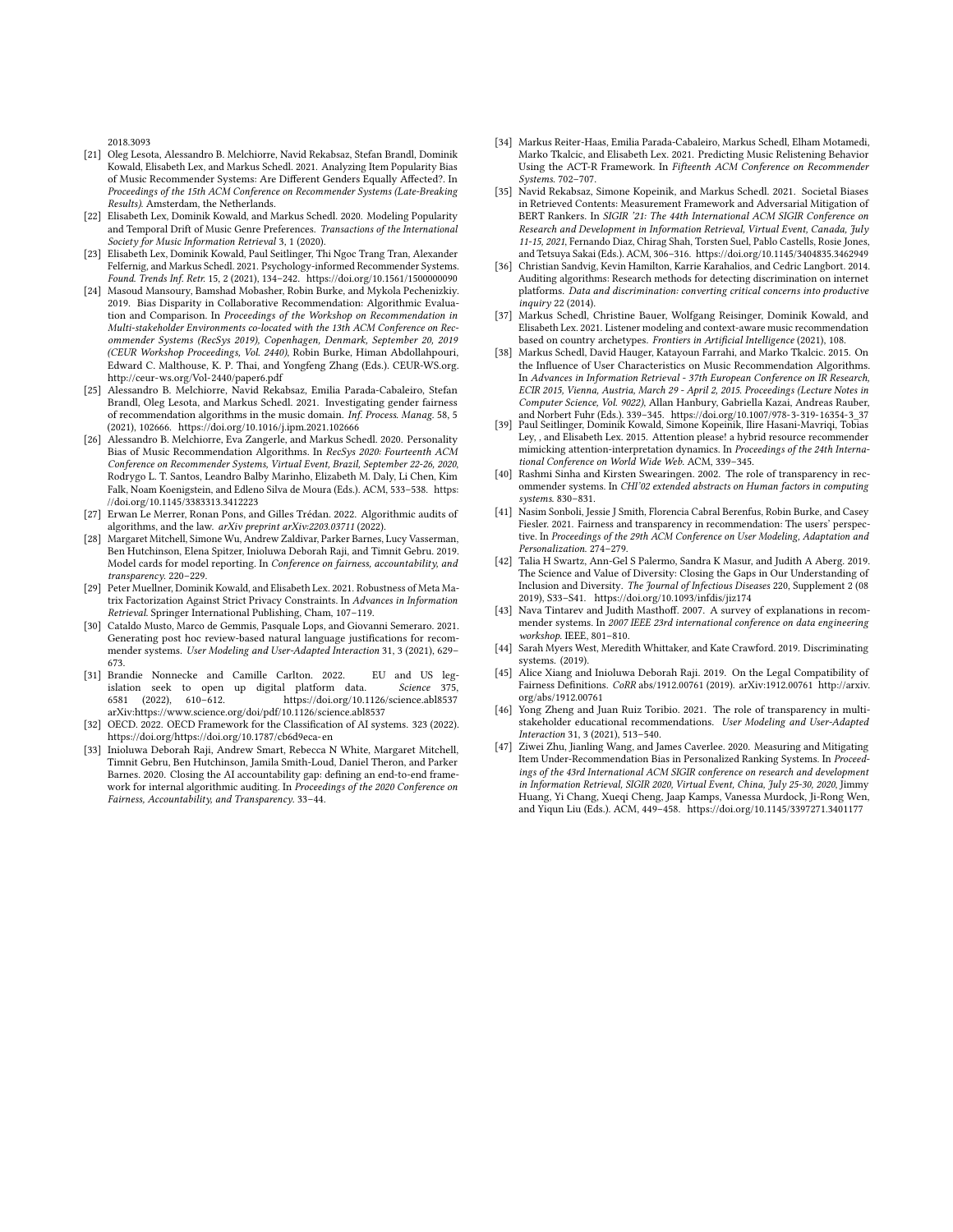2018.3093

[21] Oleg Lesota, Alessandro B. Melchiorre, Navid Rekabsaz, Stefan Brandl, Dominik Kowald, Elisabeth Lex, and Markus Schedl. 2021. Analyzing Item Popularity Bias of Music Recommender Systems: Are Different Genders Equally Affected?. In *Proceedings of the 15th ACM Conference on Recommender Systems (Late-Breaking Results)*. Amsterdam, the Netherlands.

[22] Elisabeth Lex, Dominik Kowald, and Markus Schedl. 2020. Modeling Popularity and Temporal Drift of Music Genre Preferences. *Transactions of the International Society for Music Information Retrieval* 3, 1 (2020).

[23] Elisabeth Lex, Dominik Kowald, Paul Seitlinger, Thi Ngoc Trang Tran, Alexander Felfernig, and Markus Schedl. 2021. Psychology-informed Recommender Systems. *Found. Trends Inf. Retr.* 15, 2 (2021), 134–242. https://doi.org/10.1561/1500000090

[24] Masoud Mansoury, Bamshad Mobasher, Robin Burke, and Mykola Pechenizkiy. 2019. Bias Disparity in Collaborative Recommendation: Algorithmic Evaluation and Comparison. In *Proceedings of the Workshop on Recommendation in Multi-stakeholder Environments co-located with the 13th ACM Conference on Recommender Systems (RecSys 2019), Copenhagen, Denmark, September 20, 2019 (CEUR Workshop Proceedings, Vol. 2440)*, Robin Burke, Himan Abdollahpouri, Edward C. Malthouse, K. P. Thai, and Yongfeng Zhang (Eds.). CEUR-WS.org. http://ceur-ws.org/Vol-2440/paper6.pdf

[25] Alessandro B. Melchiorre, Navid Rekabsaz, Emilia Parada-Cabaleiro, Stefan Brandl, Oleg Lesota, and Markus Schedl. 2021. Investigating gender fairness of recommendation algorithms in the music domain. *Inf. Process. Manag.* 58, 5 (2021), 102666. https://doi.org/10.1016/j.ipm.2021.102666

[26] Alessandro B. Melchiorre, Eva Zangerle, and Markus Schedl. 2020. Personality Bias of Music Recommendation Algorithms. In *RecSys 2020: Fourteenth ACM Conference on Recommender Systems, Virtual Event, Brazil, September 22-26, 2020*, Rodrygo L. T. Santos, Leandro Balby Marinho, Elizabeth M. Daly, Li Chen, Kim Falk, Noam Koenigstein, and Edleno Silva de Moura (Eds.). ACM, 533–538. https://doi.org/10.1145/3383313.3412223

[27] Erwan Le Merrer, Ronan Pons, and Gilles Trédan. 2022. Algorithmic audits of algorithms, and the law. *arXiv preprint arXiv:2203.03711* (2022).

[28] Margaret Mitchell, Simone Wu, Andrew Zaldivar, Parker Barnes, Lucy Vasserman, Ben Hutchinson, Elena Spitzer, Inioluwa Deborah Raji, and Timnit Gebru. 2019. Model cards for model reporting. In *Conference on fairness, accountability, and transparency*. 220–229.

[29] Peter Muellner, Dominik Kowald, and Elisabeth Lex. 2021. Robustness of Meta Matrix Factorization Against Strict Privacy Constraints. In *Advances in Information Retrieval*. Springer International Publishing, Cham, 107–119.

[30] Cataldo Musto, Marco de Gemmis, Pasquale Lops, and Giovanni Semeraro. 2021. Generating post hoc review-based natural language justifications for recommender systems. *User Modeling and User-Adapted Interaction* 31, 3 (2021), 629–673.

[31] Brandie Nonnecke and Camille Carlton. 2022. EU and US legislation seek to open up digital platform data. *Science* 375, 6581 (2022), 610–612. https://doi.org/10.1126/science.abl8537 arXiv:https://www.science.org/doi/pdf/10.1126/science.abl8537

[32] OECD. 2022. OECD Framework for the Classification of AI systems. 323 (2022). https://doi.org/https://doi.org/10.1787/cb6d9eca-en

[33] Inioluwa Deborah Raji, Andrew Smart, Rebecca N White, Margaret Mitchell, Timnit Gebru, Ben Hutchinson, Jamila Smith-Loud, Daniel Theron, and Parker Barnes. 2020. Closing the AI accountability gap: defining an end-to-end framework for internal algorithmic auditing. In *Proceedings of the 2020 Conference on Fairness, Accountability, and Transparency*. 33–44.

[34] Markus Reiter-Haas, Emilia Parada-Cabaleiro, Markus Schedl, Elham Motamedi, Marko Tkalcic, and Elisabeth Lex. 2021. Predicting Music Relistening Behavior Using the ACT-R Framework. In *Fifteenth ACM Conference on Recommender Systems*. 702–707.

[35] Navid Rekabsaz, Simone Kopeinik, and Markus Schedl. 2021. Societal Biases in Retrieved Contents: Measurement Framework and Adversarial Mitigation of BERT Rankers. In *SIGIR '21: The 44th International ACM SIGIR Conference on Research and Development in Information Retrieval, Virtual Event, Canada, July 11-15, 2021*, Fernando Diaz, Chirag Shah, Torsten Suel, Pablo Castells, Rosie Jones, and Tetsuya Sakai (Eds.). ACM, 306–316. https://doi.org/10.1145/3404835.3462949

[36] Christian Sandvig, Kevin Hamilton, Karrie Karahalios, and Cedric Langbort. 2014. Auditing algorithms: Research methods for detecting discrimination on internet platforms. *Data and discrimination: converting critical concerns into productive inquiry* 22 (2014).

[37] Markus Schedl, Christine Bauer, Wolfgang Reisinger, Dominik Kowald, and Elisabeth Lex. 2021. Listener modeling and context-aware music recommendation based on country archetypes. *Frontiers in Artificial Intelligence* (2021), 108.

[38] Markus Schedl, David Hauger, Katayoun Farrahi, and Marko Tkalcic. 2015. On the Influence of User Characteristics on Music Recommendation Algorithms. In *Advances in Information Retrieval - 37th European Conference on IR Research, ECIR 2015, Vienna, Austria, March 29 - April 2, 2015. Proceedings (Lecture Notes in Computer Science, Vol. 9022)*, Allan Hanbury, Gabriella Kazai, Andreas Rauber, and Norbert Fuhr (Eds.). 339–345. https://doi.org/10.1007/978-3-319-16354-3_37

[39] Paul Seitlinger, Dominik Kowald, Simone Kopeinik, Ilire Hasani-Mavriqi, Tobias Ley, , and Elisabeth Lex. 2015. Attention please! a hybrid resource recommender mimicking attention-interpretation dynamics. In *Proceedings of the 24th International Conference on World Wide Web*. ACM, 339–345.

[40] Rashmi Sinha and Kirsten Swearingen. 2002. The role of transparency in recommender systems. In *CHI'02 extended abstracts on Human factors in computing systems*. 830–831.

[41] Nasim Sonboli, Jessie J Smith, Florencia Cabral Berenfus, Robin Burke, and Casey Fiesler. 2021. Fairness and transparency in recommendation: The users' perspective. In *Proceedings of the 29th ACM Conference on User Modeling, Adaptation and Personalization*. 274–279.

[42] Talia H Swartz, Ann-Gel S Palermo, Sandra K Masur, and Judith A Aberg. 2019. The Science and Value of Diversity: Closing the Gaps in Our Understanding of Inclusion and Diversity. *The Journal of Infectious Diseases* 220, Supplement 2 (08 2019), S33–S41. https://doi.org/10.1093/infdis/jiz174

[43] Nava Tintarev and Judith Masthoff. 2007. A survey of explanations in recommender systems. In *2007 IEEE 23rd international conference on data engineering workshop*. IEEE, 801–810.

[44] Sarah Myers West, Meredith Whittaker, and Kate Crawford. 2019. Discriminating systems. (2019).

[45] Alice Xiang and Inioluwa Deborah Raji. 2019. On the Legal Compatibility of Fairness Definitions. *CoRR* abs/1912.00761 (2019). arXiv:1912.00761 http://arxiv.org/abs/1912.00761

[46] Yong Zheng and Juan Ruiz Toribio. 2021. The role of transparency in multi-stakeholder educational recommendations. *User Modeling and User-Adapted Interaction* 31, 3 (2021), 513–540.

[47] Ziwei Zhu, Jianling Wang, and James Caverlee. 2020. Measuring and Mitigating Item Under-Recommendation Bias in Personalized Ranking Systems. In *Proceedings of the 43rd International ACM SIGIR conference on research and development in Information Retrieval, SIGIR 2020, Virtual Event, China, July 25-30, 2020*, Jimmy Huang, Yi Chang, Xueqi Cheng, Jaap Kamps, Vanessa Murdock, Ji-Rong Wen, and Yiqun Liu (Eds.). ACM, 449–458. https://doi.org/10.1145/3397271.3401177